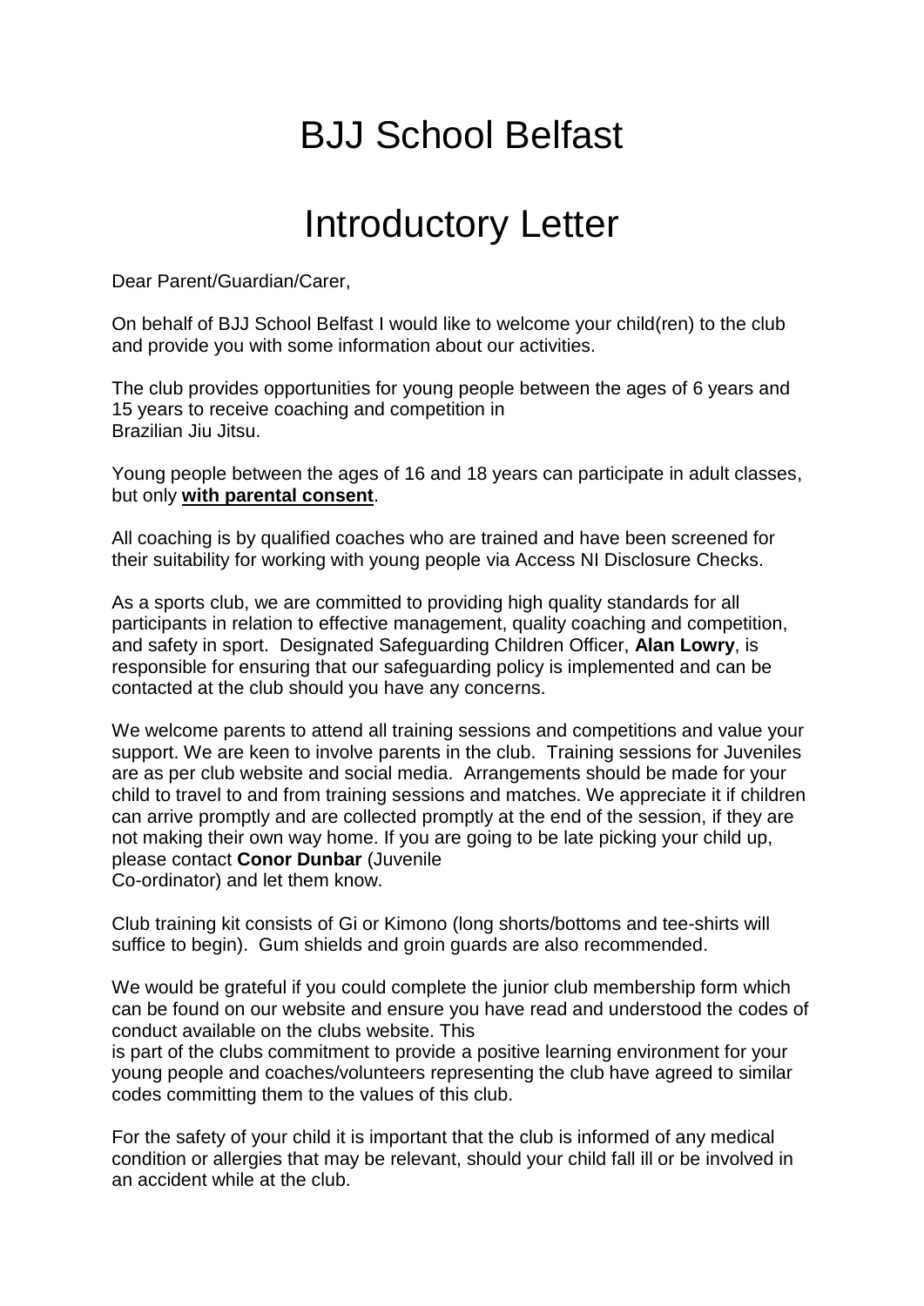# BJJ School Belfast

# Introductory Letter

Dear Parent/Guardian/Carer,

On behalf of BJJ School Belfast I would like to welcome your child(ren) to the club and provide you with some information about our activities.

The club provides opportunities for young people between the ages of 6 years and 15 years to receive coaching and competition in Brazilian Jiu Jitsu.

Young people between the ages of 16 and 18 years can participate in adult classes, but only **with parental consent**.

All coaching is by qualified coaches who are trained and have been screened for their suitability for working with young people via Access NI Disclosure Checks.

As a sports club, we are committed to providing high quality standards for all participants in relation to effective management, quality coaching and competition, and safety in sport. Designated Safeguarding Children Officer, **Alan Lowry**, is responsible for ensuring that our safeguarding policy is implemented and can be contacted at the club should you have any concerns.

We welcome parents to attend all training sessions and competitions and value your support. We are keen to involve parents in the club. Training sessions for Juveniles are as per club website and social media. Arrangements should be made for your child to travel to and from training sessions and matches. We appreciate it if children can arrive promptly and are collected promptly at the end of the session, if they are not making their own way home. If you are going to be late picking your child up, please contact **Conor Dunbar** (Juvenile Co-ordinator) and let them know.

Club training kit consists of Gi or Kimono (long shorts/bottoms and tee-shirts will suffice to begin). Gum shields and groin guards are also recommended.

We would be grateful if you could complete the junior club membership form which can be found on our website and ensure you have read and understood the codes of conduct available on the clubs website. This is part of the clubs commitment to provide a positive learning environment for your young people and coaches/volunteers representing the club have agreed to similar codes committing them to the values of this club.

For the safety of your child it is important that the club is informed of any medical condition or allergies that may be relevant, should your child fall ill or be involved in an accident while at the club.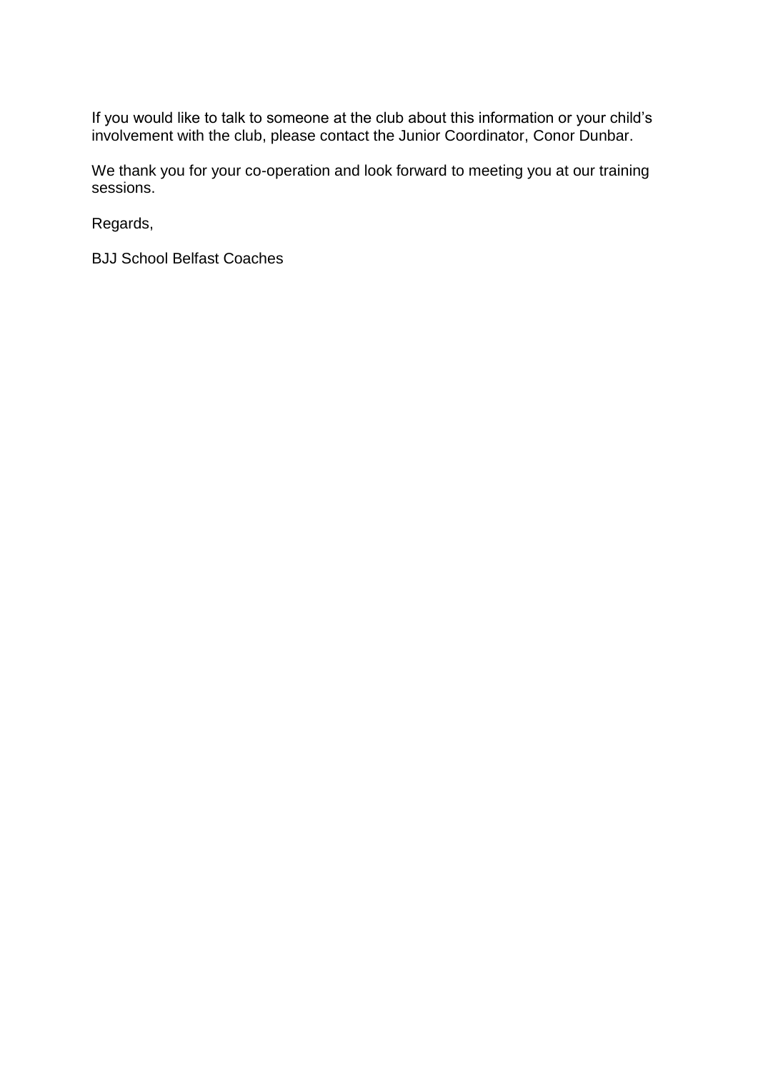If you would like to talk to someone at the club about this information or your child's involvement with the club, please contact the Junior Coordinator, Conor Dunbar.

We thank you for your co-operation and look forward to meeting you at our training sessions.

Regards,

BJJ School Belfast Coaches